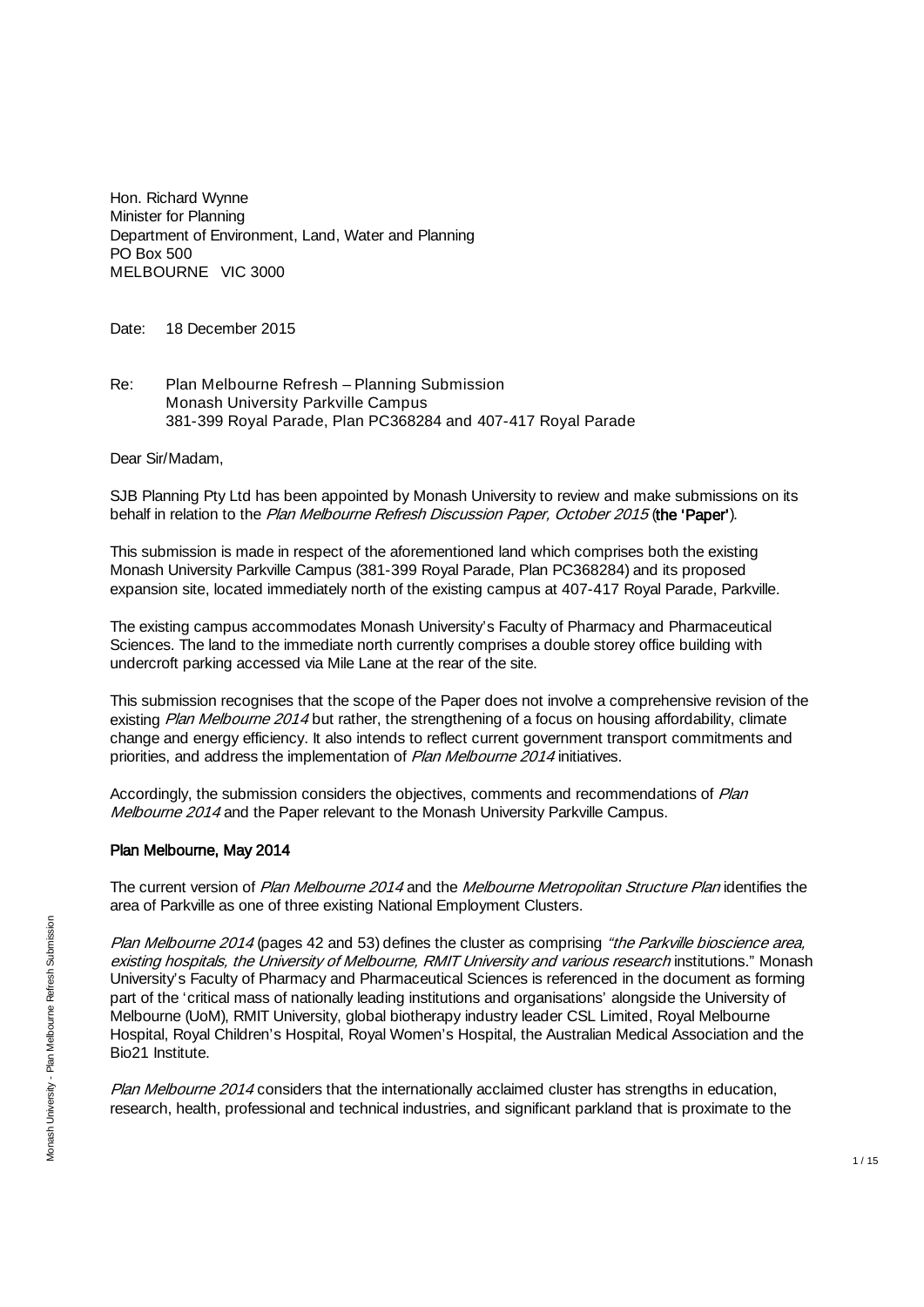Hon. Richard Wynne
Minister for Planning
Department of Environment, Land, Water and Planning
PO Box 500
MELBOURNE VIC 3000

Date: 18 December 2015

Re: Plan Melbourne Refresh – Planning Submission
Monash University Parkville Campus
381-399 Royal Parade, Plan PC368284 and 407-417 Royal Parade

Dear Sir/Madam,

SJB Planning Pty Ltd has been appointed by Monash University to review and make submissions on its behalf in relation to the *Plan Melbourne Refresh Discussion Paper, October 2015* (**the 'Paper'**).

This submission is made in respect of the aforementioned land which comprises both the existing Monash University Parkville Campus (381-399 Royal Parade, Plan PC368284) and its proposed expansion site, located immediately north of the existing campus at 407-417 Royal Parade, Parkville.

The existing campus accommodates Monash University's Faculty of Pharmacy and Pharmaceutical Sciences. The land to the immediate north currently comprises a double storey office building with undercroft parking accessed via Mile Lane at the rear of the site.

This submission recognises that the scope of the Paper does not involve a comprehensive revision of the existing *Plan Melbourne 2014* but rather, the strengthening of a focus on housing affordability, climate change and energy efficiency. It also intends to reflect current government transport commitments and priorities, and address the implementation of *Plan Melbourne 2014* initiatives.

Accordingly, the submission considers the objectives, comments and recommendations of *Plan Melbourne 2014* and the Paper relevant to the Monash University Parkville Campus.

**Plan Melbourne, May 2014**

The current version of *Plan Melbourne 2014* and the *Melbourne Metropolitan Structure Plan* identifies the area of Parkville as one of three existing National Employment Clusters.

*Plan Melbourne 2014* (pages 42 and 53) defines the cluster as comprising *"the Parkville bioscience area, existing hospitals, the University of Melbourne, RMIT University and various research* institutions." Monash University's Faculty of Pharmacy and Pharmaceutical Sciences is referenced in the document as forming part of the 'critical mass of nationally leading institutions and organisations' alongside the University of Melbourne (UoM), RMIT University, global biotherapy industry leader CSL Limited, Royal Melbourne Hospital, Royal Children's Hospital, Royal Women's Hospital, the Australian Medical Association and the Bio21 Institute.

*Plan Melbourne 2014* considers that the internationally acclaimed cluster has strengths in education, research, health, professional and technical industries, and significant parkland that is proximate to the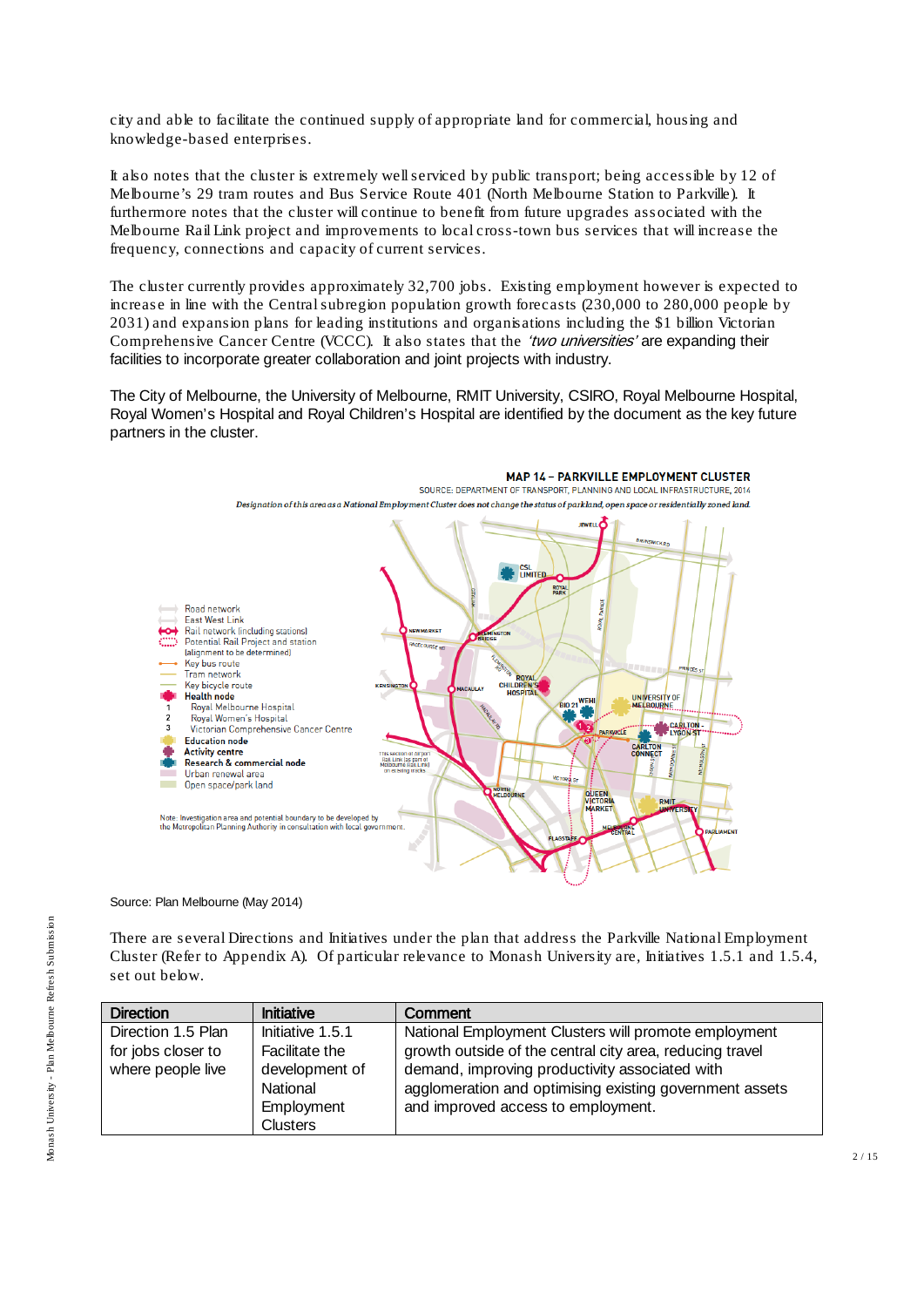city and able to facilitate the continued supply of appropriate land for commercial, housing and knowledge-based enterprises.

It also notes that the cluster is extremely well serviced by public transport; being accessible by 12 of Melbourne's 29 tram routes and Bus Service Route 401 (North Melbourne Station to Parkville). It furthermore notes that the cluster will continue to benefit from future upgrades associated with the Melbourne Rail Link project and improvements to local cross-town bus services that will increase the frequency, connections and capacity of current services.

The cluster currently provides approximately 32,700 jobs. Existing employment however is expected to increase in line with the Central subregion population growth forecasts (230,000 to 280,000 people by 2031) and expansion plans for leading institutions and organisations including the $1 billion Victorian Comprehensive Cancer Centre (VCCC). It also states that the *'two universities'* are expanding their facilities to incorporate greater collaboration and joint projects with industry.

The City of Melbourne, the University of Melbourne, RMIT University, CSIRO, Royal Melbourne Hospital, Royal Women's Hospital and Royal Children's Hospital are identified by the document as the key future partners in the cluster.

**MAP 14 – PARKVILLE EMPLOYMENT CLUSTER**

SOURCE: DEPARTMENT OF TRANSPORT, PLANNING AND LOCAL INFRASTRUCTURE, 2014

*Designation of this area as a National Employment Cluster does not change the status of parkland, open space or residentially zoned land.*

Source: Plan Melbourne (May 2014)

There are several Directions and Initiatives under the plan that address the Parkville National Employment Cluster (Refer to Appendix A). Of particular relevance to Monash University are, Initiatives 1.5.1 and 1.5.4, set out below.

| Direction | Initiative | Comment |
|---|---|---|
| Direction 1.5 Plan for jobs closer to where people live | Initiative 1.5.1 Facilitate the development of National Employment Clusters | National Employment Clusters will promote employment growth outside of the central city area, reducing travel demand, improving productivity associated with agglomeration and optimising existing government assets and improved access to employment. |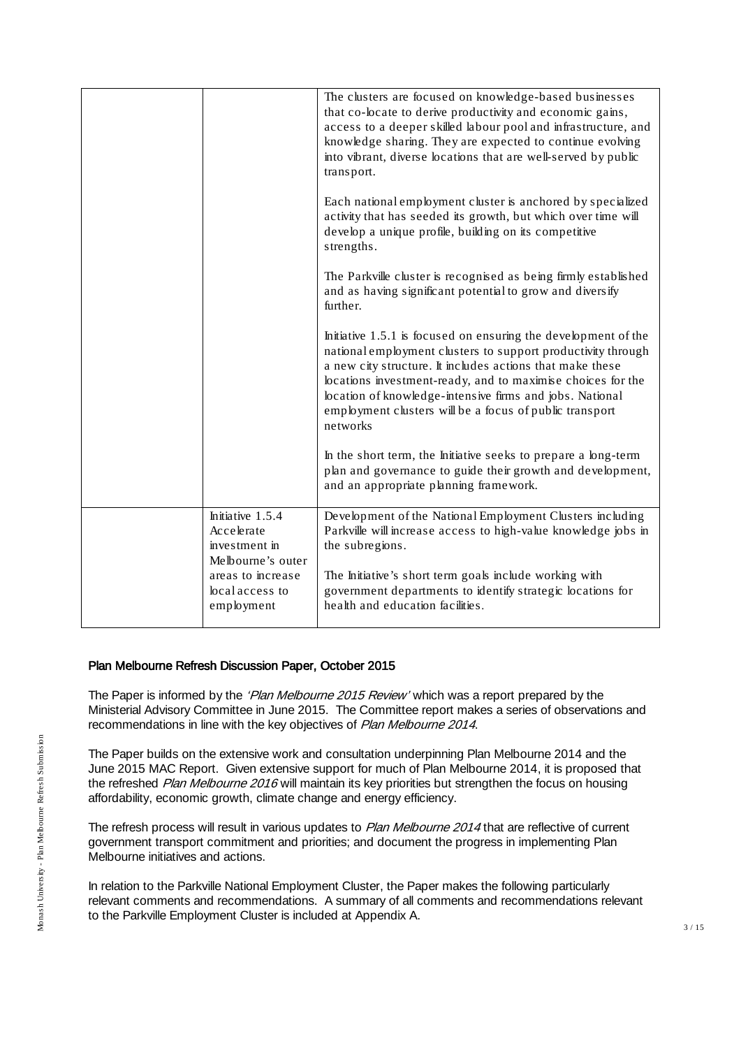| | | |
|---|---|---|
| | | The clusters are focused on knowledge-based businesses that co-locate to derive productivity and economic gains, access to a deeper skilled labour pool and infrastructure, and knowledge sharing. They are expected to continue evolving into vibrant, diverse locations that are well-served by public transport.<br><br>Each national employment cluster is anchored by specialized activity that has seeded its growth, but which over time will develop a unique profile, building on its competitive strengths.<br><br>The Parkville cluster is recognised as being firmly established and as having significant potential to grow and diversify further.<br><br>Initiative 1.5.1 is focused on ensuring the development of the national employment clusters to support productivity through a new city structure. It includes actions that make these locations investment-ready, and to maximise choices for the location of knowledge-intensive firms and jobs. National employment clusters will be a focus of public transport networks<br><br>In the short term, the Initiative seeks to prepare a long-term plan and governance to guide their growth and development, and an appropriate planning framework. |
| | Initiative 1.5.4 Accelerate investment in Melbourne's outer areas to increase local access to employment | Development of the National Employment Clusters including Parkville will increase access to high-value knowledge jobs in the subregions.<br><br>The Initiative's short term goals include working with government departments to identify strategic locations for health and education facilities. |

## Plan Melbourne Refresh Discussion Paper, October 2015

The Paper is informed by the *'Plan Melbourne 2015 Review'* which was a report prepared by the Ministerial Advisory Committee in June 2015. The Committee report makes a series of observations and recommendations in line with the key objectives of *Plan Melbourne 2014*.

The Paper builds on the extensive work and consultation underpinning Plan Melbourne 2014 and the June 2015 MAC Report. Given extensive support for much of Plan Melbourne 2014, it is proposed that the refreshed *Plan Melbourne 2016* will maintain its key priorities but strengthen the focus on housing affordability, economic growth, climate change and energy efficiency.

The refresh process will result in various updates to *Plan Melbourne 2014* that are reflective of current government transport commitment and priorities; and document the progress in implementing Plan Melbourne initiatives and actions.

In relation to the Parkville National Employment Cluster, the Paper makes the following particularly relevant comments and recommendations. A summary of all comments and recommendations relevant to the Parkville Employment Cluster is included at Appendix A.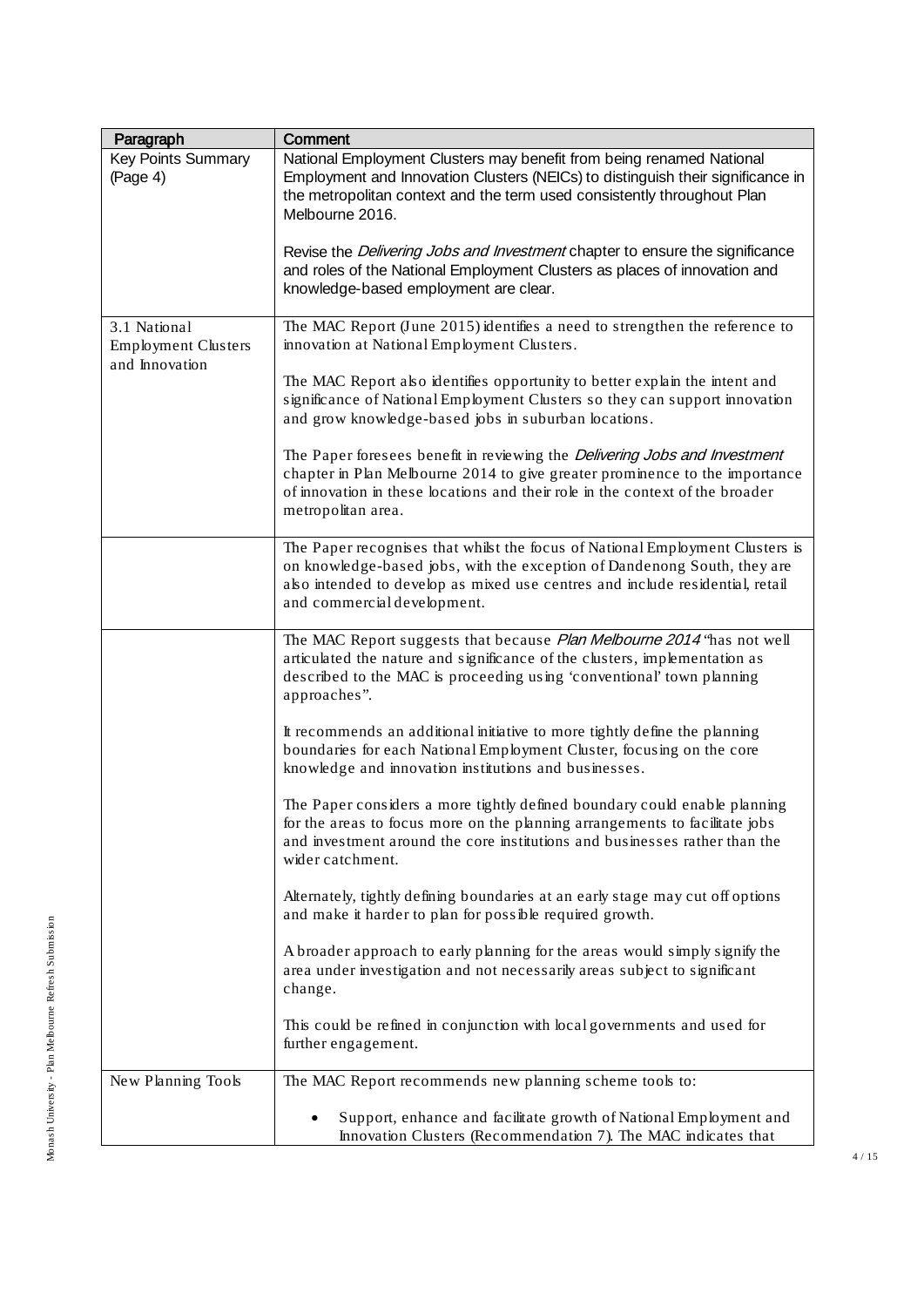| Paragraph | Comment |
|---|---|
| Key Points Summary (Page 4) | National Employment Clusters may benefit from being renamed National Employment and Innovation Clusters (NEICs) to distinguish their significance in the metropolitan context and the term used consistently throughout Plan Melbourne 2016.<br><br>Revise the *Delivering Jobs and Investment* chapter to ensure the significance and roles of the National Employment Clusters as places of innovation and knowledge-based employment are clear. |
| 3.1 National Employment Clusters and Innovation | The MAC Report (June 2015) identifies a need to strengthen the reference to innovation at National Employment Clusters.<br><br>The MAC Report also identifies opportunity to better explain the intent and significance of National Employment Clusters so they can support innovation and grow knowledge-based jobs in suburban locations.<br><br>The Paper foresees benefit in reviewing the *Delivering Jobs and Investment* chapter in Plan Melbourne 2014 to give greater prominence to the importance of innovation in these locations and their role in the context of the broader metropolitan area. |
| | The Paper recognises that whilst the focus of National Employment Clusters is on knowledge-based jobs, with the exception of Dandenong South, they are also intended to develop as mixed use centres and include residential, retail and commercial development. |
| | The MAC Report suggests that because *Plan Melbourne 2014* "has not well articulated the nature and significance of the clusters, implementation as described to the MAC is proceeding using 'conventional' town planning approaches".<br><br>It recommends an additional initiative to more tightly define the planning boundaries for each National Employment Cluster, focusing on the core knowledge and innovation institutions and businesses.<br><br>The Paper considers a more tightly defined boundary could enable planning for the areas to focus more on the planning arrangements to facilitate jobs and investment around the core institutions and businesses rather than the wider catchment.<br><br>Alternately, tightly defining boundaries at an early stage may cut off options and make it harder to plan for possible required growth.<br><br>A broader approach to early planning for the areas would simply signify the area under investigation and not necessarily areas subject to significant change.<br><br>This could be refined in conjunction with local governments and used for further engagement. |
| New Planning Tools | The MAC Report recommends new planning scheme tools to:<br><br>• Support, enhance and facilitate growth of National Employment and Innovation Clusters (Recommendation 7). The MAC indicates that |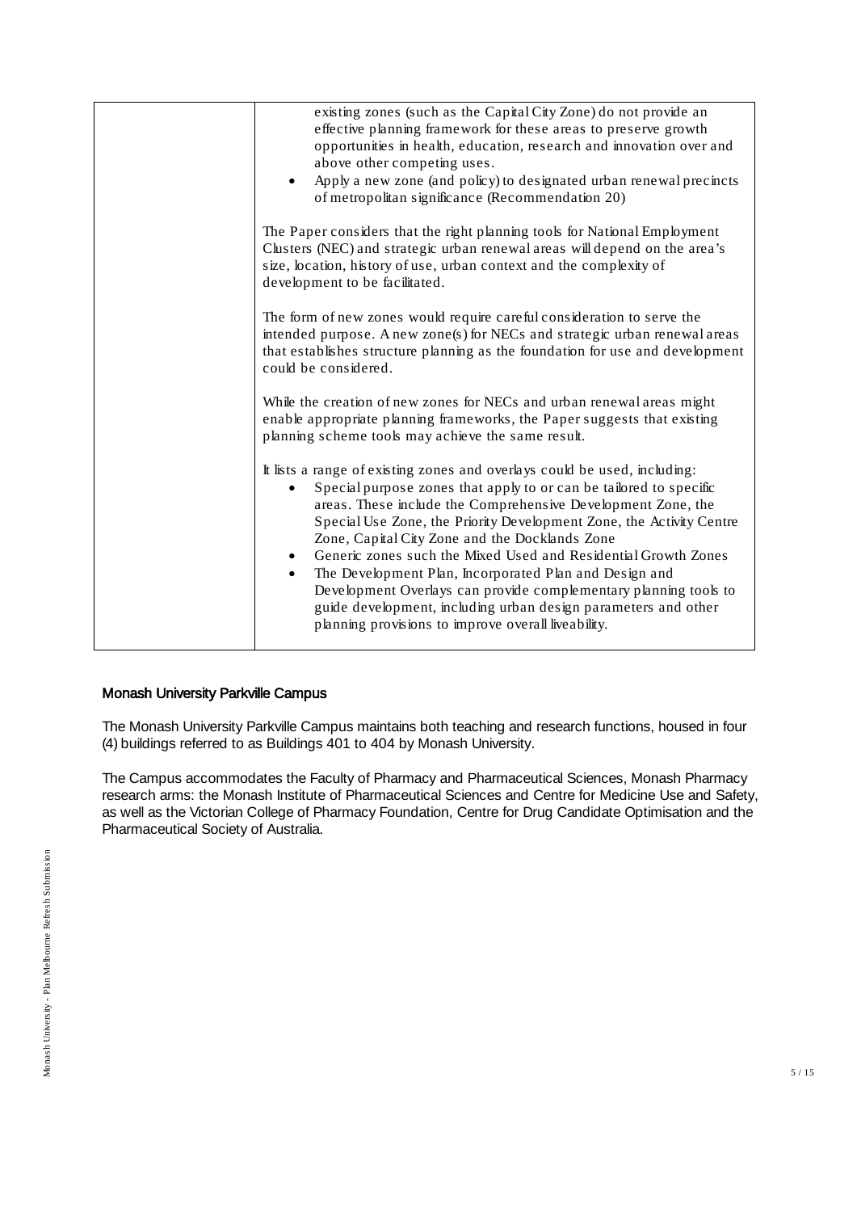| | existing zones (such as the Capital City Zone) do not provide an effective planning framework for these areas to preserve growth opportunities in health, education, research and innovation over and above other competing uses.<br>• Apply a new zone (and policy) to designated urban renewal precincts of metropolitan significance (Recommendation 20)<br><br>The Paper considers that the right planning tools for National Employment Clusters (NEC) and strategic urban renewal areas will depend on the area's size, location, history of use, urban context and the complexity of development to be facilitated.<br><br>The form of new zones would require careful consideration to serve the intended purpose. A new zone(s) for NECs and strategic urban renewal areas that establishes structure planning as the foundation for use and development could be considered.<br><br>While the creation of new zones for NECs and urban renewal areas might enable appropriate planning frameworks, the Paper suggests that existing planning scheme tools may achieve the same result.<br><br>It lists a range of existing zones and overlays could be used, including:<br>• Special purpose zones that apply to or can be tailored to specific areas. These include the Comprehensive Development Zone, the Special Use Zone, the Priority Development Zone, the Activity Centre Zone, Capital City Zone and the Docklands Zone<br>• Generic zones such the Mixed Used and Residential Growth Zones<br>• The Development Plan, Incorporated Plan and Design and Development Overlays can provide complementary planning tools to guide development, including urban design parameters and other planning provisions to improve overall liveability. |
|---|---|

## Monash University Parkville Campus

The Monash University Parkville Campus maintains both teaching and research functions, housed in four (4) buildings referred to as Buildings 401 to 404 by Monash University.

The Campus accommodates the Faculty of Pharmacy and Pharmaceutical Sciences, Monash Pharmacy research arms: the Monash Institute of Pharmaceutical Sciences and Centre for Medicine Use and Safety, as well as the Victorian College of Pharmacy Foundation, Centre for Drug Candidate Optimisation and the Pharmaceutical Society of Australia.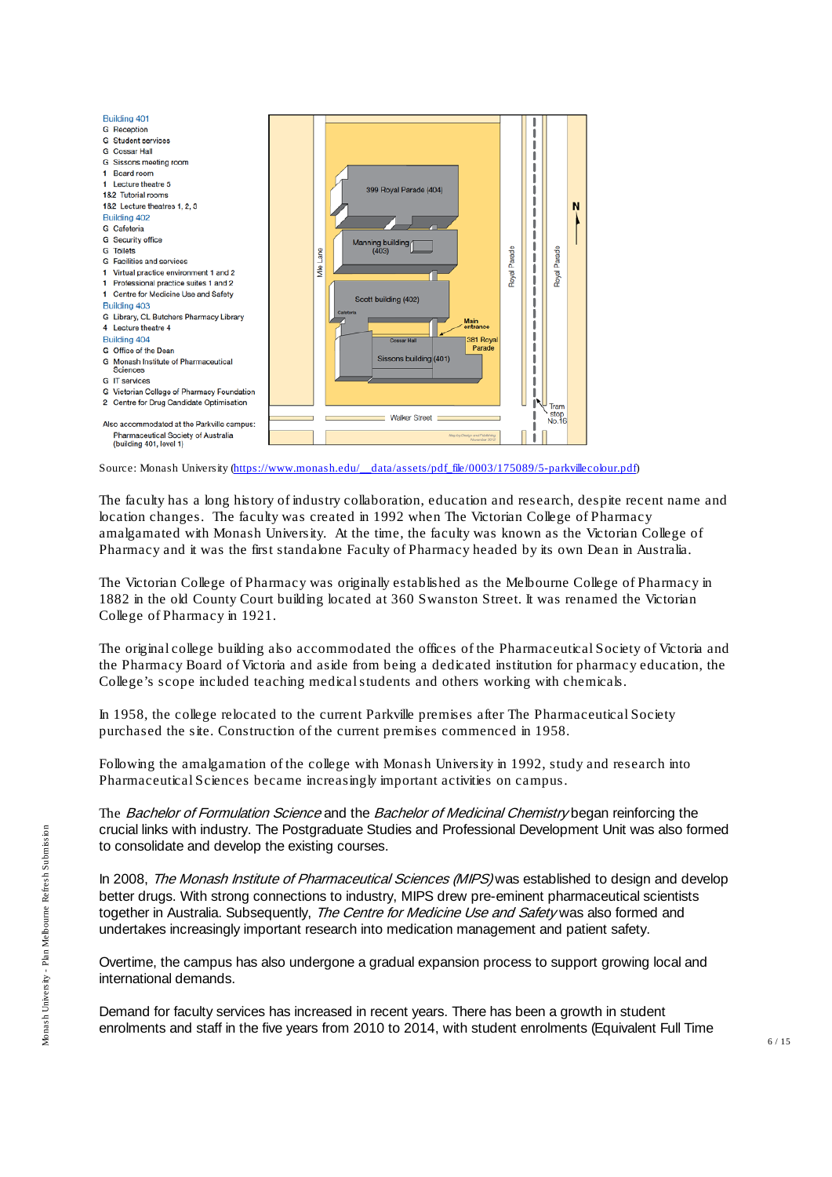Building 401
G Reception
G Student services
G Cossar Hall
G Sissons meeting room
1 Board room
1 Lecture theatre 5
1&2 Tutorial rooms
1&2 Lecture theatres 1, 2, 3

Building 402
G Cafeteria
G Security office
G Toilets
G Facilities and services
1 Virtual practice environment 1 and 2
1 Professional practice suites 1 and 2
1 Centre for Medicine Use and Safety

Building 403
G Library, CL Butchers Pharmacy Library
4 Lecture theatre 4

Building 404
G Office of the Dean
G Monash Institute of Pharmaceutical Sciences
G IT services
G Victorian College of Pharmacy Foundation
2 Centre for Drug Candidate Optimisation

Also accommodated at the Parkville campus:
Pharmaceutical Society of Australia (building 401, level 1)

Source: Monash University (https://www.monash.edu/__data/assets/pdf_file/0003/175089/5-parkvillecolour.pdf)

The faculty has a long history of industry collaboration, education and research, despite recent name and location changes. The faculty was created in 1992 when The Victorian College of Pharmacy amalgamated with Monash University. At the time, the faculty was known as the Victorian College of Pharmacy and it was the first standalone Faculty of Pharmacy headed by its own Dean in Australia.

The Victorian College of Pharmacy was originally established as the Melbourne College of Pharmacy in 1882 in the old County Court building located at 360 Swanston Street. It was renamed the Victorian College of Pharmacy in 1921.

The original college building also accommodated the offices of the Pharmaceutical Society of Victoria and the Pharmacy Board of Victoria and aside from being a dedicated institution for pharmacy education, the College's scope included teaching medical students and others working with chemicals.

In 1958, the college relocated to the current Parkville premises after The Pharmaceutical Society purchased the site. Construction of the current premises commenced in 1958.

Following the amalgamation of the college with Monash University in 1992, study and research into Pharmaceutical Sciences became increasingly important activities on campus.

The *Bachelor of Formulation Science* and the *Bachelor of Medicinal Chemistry* began reinforcing the crucial links with industry. The Postgraduate Studies and Professional Development Unit was also formed to consolidate and develop the existing courses.

In 2008, *The Monash Institute of Pharmaceutical Sciences (MIPS)* was established to design and develop better drugs. With strong connections to industry, MIPS drew pre-eminent pharmaceutical scientists together in Australia. Subsequently, *The Centre for Medicine Use and Safety* was also formed and undertakes increasingly important research into medication management and patient safety.

Overtime, the campus has also undergone a gradual expansion process to support growing local and international demands.

Demand for faculty services has increased in recent years. There has been a growth in student enrolments and staff in the five years from 2010 to 2014, with student enrolments (Equivalent Full Time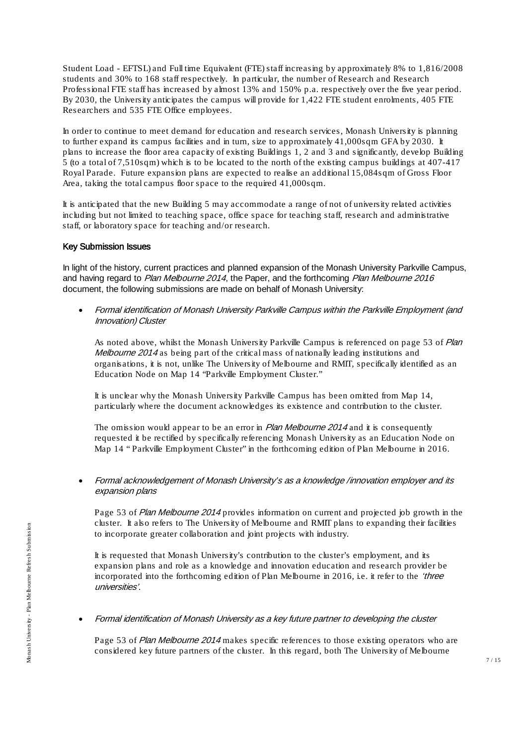Student Load - EFTSL) and Full time Equivalent (FTE) staff increasing by approximately 8% to 1,816/2008 students and 30% to 168 staff respectively. In particular, the number of Research and Research Professional FTE staff has increased by almost 13% and 150% p.a. respectively over the five year period. By 2030, the University anticipates the campus will provide for 1,422 FTE student enrolments, 405 FTE Researchers and 535 FTE Office employees.

In order to continue to meet demand for education and research services, Monash University is planning to further expand its campus facilities and in turn, size to approximately 41,000sqm GFA by 2030. It plans to increase the floor area capacity of existing Buildings 1, 2 and 3 and significantly, develop Building 5 (to a total of 7,510sqm) which is to be located to the north of the existing campus buildings at 407-417 Royal Parade. Future expansion plans are expected to realise an additional 15,084sqm of Gross Floor Area, taking the total campus floor space to the required 41,000sqm.

It is anticipated that the new Building 5 may accommodate a range of not of university related activities including but not limited to teaching space, office space for teaching staff, research and administrative staff, or laboratory space for teaching and/or research.

### Key Submission Issues

In light of the history, current practices and planned expansion of the Monash University Parkville Campus, and having regard to *Plan Melbourne 2014*, the Paper, and the forthcoming *Plan Melbourne 2016* document, the following submissions are made on behalf of Monash University:

- *Formal identification of Monash University Parkville Campus within the Parkville Employment (and Innovation) Cluster*

  As noted above, whilst the Monash University Parkville Campus is referenced on page 53 of *Plan Melbourne 2014* as being part of the critical mass of nationally leading institutions and organisations, it is not, unlike The University of Melbourne and RMIT, specifically identified as an Education Node on Map 14 "Parkville Employment Cluster."

  It is unclear why the Monash University Parkville Campus has been omitted from Map 14, particularly where the document acknowledges its existence and contribution to the cluster.

  The omission would appear to be an error in *Plan Melbourne 2014* and it is consequently requested it be rectified by specifically referencing Monash University as an Education Node on Map 14 " Parkville Employment Cluster" in the forthcoming edition of Plan Melbourne in 2016.

- *Formal acknowledgement of Monash University's as a knowledge /innovation employer and its expansion plans*

  Page 53 of *Plan Melbourne 2014* provides information on current and projected job growth in the cluster. It also refers to The University of Melbourne and RMIT plans to expanding their facilities to incorporate greater collaboration and joint projects with industry.

  It is requested that Monash University's contribution to the cluster's employment, and its expansion plans and role as a knowledge and innovation education and research provider be incorporated into the forthcoming edition of Plan Melbourne in 2016, i.e. it refer to the *'three universities'*.

- *Formal identification of Monash University as a key future partner to developing the cluster*

  Page 53 of *Plan Melbourne 2014* makes specific references to those existing operators who are considered key future partners of the cluster. In this regard, both The University of Melbourne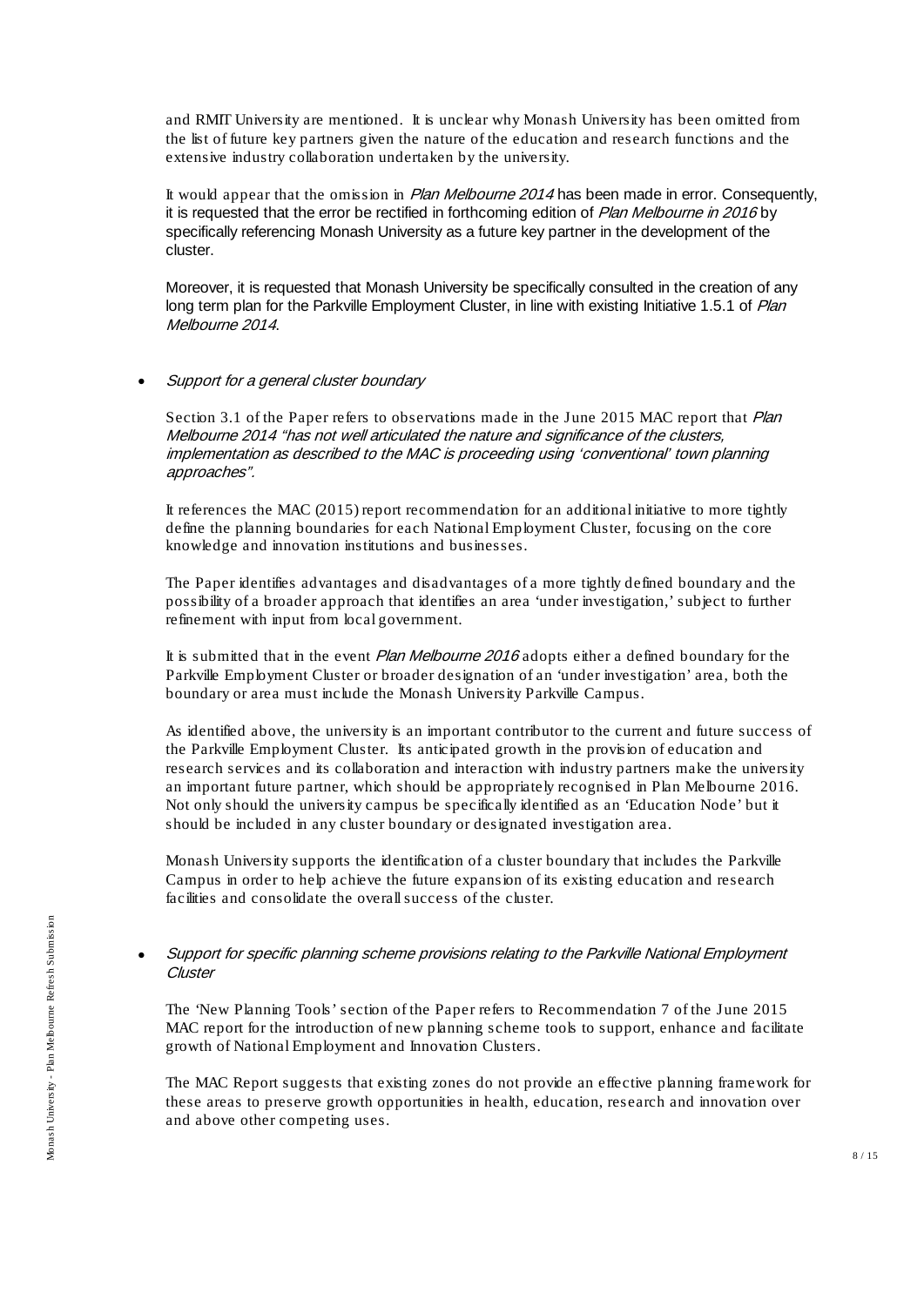and RMIT University are mentioned. It is unclear why Monash University has been omitted from the list of future key partners given the nature of the education and research functions and the extensive industry collaboration undertaken by the university.

It would appear that the omission in *Plan Melbourne 2014* has been made in error. Consequently, it is requested that the error be rectified in forthcoming edition of *Plan Melbourne in 2016* by specifically referencing Monash University as a future key partner in the development of the cluster.

Moreover, it is requested that Monash University be specifically consulted in the creation of any long term plan for the Parkville Employment Cluster, in line with existing Initiative 1.5.1 of *Plan Melbourne 2014*.

- *Support for a general cluster boundary*

  Section 3.1 of the Paper refers to observations made in the June 2015 MAC report that *Plan Melbourne 2014 "has not well articulated the nature and significance of the clusters, implementation as described to the MAC is proceeding using 'conventional' town planning approaches".*

  It references the MAC (2015) report recommendation for an additional initiative to more tightly define the planning boundaries for each National Employment Cluster, focusing on the core knowledge and innovation institutions and businesses.

  The Paper identifies advantages and disadvantages of a more tightly defined boundary and the possibility of a broader approach that identifies an area 'under investigation,' subject to further refinement with input from local government.

  It is submitted that in the event *Plan Melbourne 2016* adopts either a defined boundary for the Parkville Employment Cluster or broader designation of an 'under investigation' area, both the boundary or area must include the Monash University Parkville Campus.

  As identified above, the university is an important contributor to the current and future success of the Parkville Employment Cluster. Its anticipated growth in the provision of education and research services and its collaboration and interaction with industry partners make the university an important future partner, which should be appropriately recognised in Plan Melbourne 2016. Not only should the university campus be specifically identified as an 'Education Node' but it should be included in any cluster boundary or designated investigation area.

  Monash University supports the identification of a cluster boundary that includes the Parkville Campus in order to help achieve the future expansion of its existing education and research facilities and consolidate the overall success of the cluster.

- *Support for specific planning scheme provisions relating to the Parkville National Employment Cluster*

  The 'New Planning Tools' section of the Paper refers to Recommendation 7 of the June 2015 MAC report for the introduction of new planning scheme tools to support, enhance and facilitate growth of National Employment and Innovation Clusters.

  The MAC Report suggests that existing zones do not provide an effective planning framework for these areas to preserve growth opportunities in health, education, research and innovation over and above other competing uses.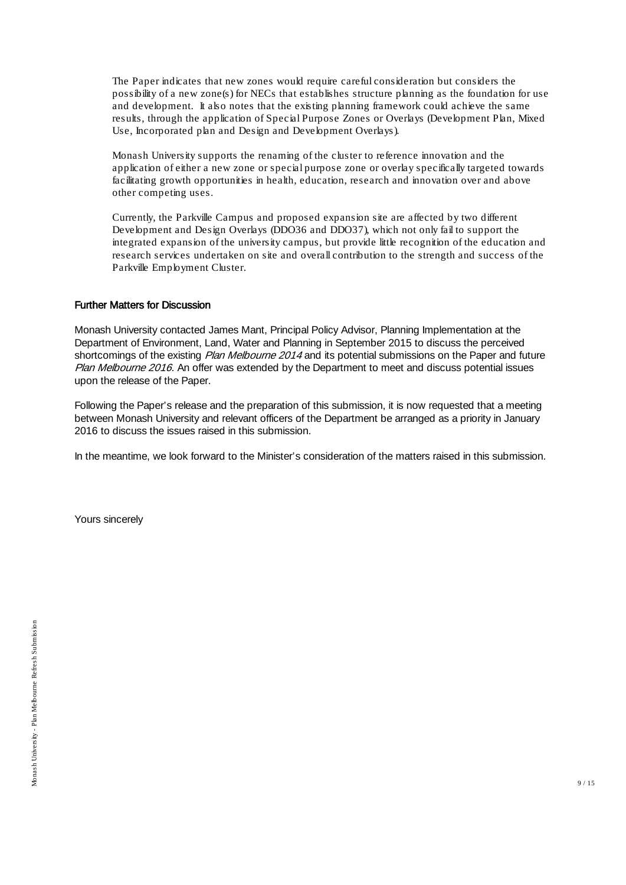The Paper indicates that new zones would require careful consideration but considers the possibility of a new zone(s) for NECs that establishes structure planning as the foundation for use and development. It also notes that the existing planning framework could achieve the same results, through the application of Special Purpose Zones or Overlays (Development Plan, Mixed Use, Incorporated plan and Design and Development Overlays).

Monash University supports the renaming of the cluster to reference innovation and the application of either a new zone or special purpose zone or overlay specifically targeted towards facilitating growth opportunities in health, education, research and innovation over and above other competing uses.

Currently, the Parkville Campus and proposed expansion site are affected by two different Development and Design Overlays (DDO36 and DDO37), which not only fail to support the integrated expansion of the university campus, but provide little recognition of the education and research services undertaken on site and overall contribution to the strength and success of the Parkville Employment Cluster.

## Further Matters for Discussion

Monash University contacted James Mant, Principal Policy Advisor, Planning Implementation at the Department of Environment, Land, Water and Planning in September 2015 to discuss the perceived shortcomings of the existing *Plan Melbourne 2014* and its potential submissions on the Paper and future *Plan Melbourne 2016*. An offer was extended by the Department to meet and discuss potential issues upon the release of the Paper.

Following the Paper's release and the preparation of this submission, it is now requested that a meeting between Monash University and relevant officers of the Department be arranged as a priority in January 2016 to discuss the issues raised in this submission.

In the meantime, we look forward to the Minister's consideration of the matters raised in this submission.

Yours sincerely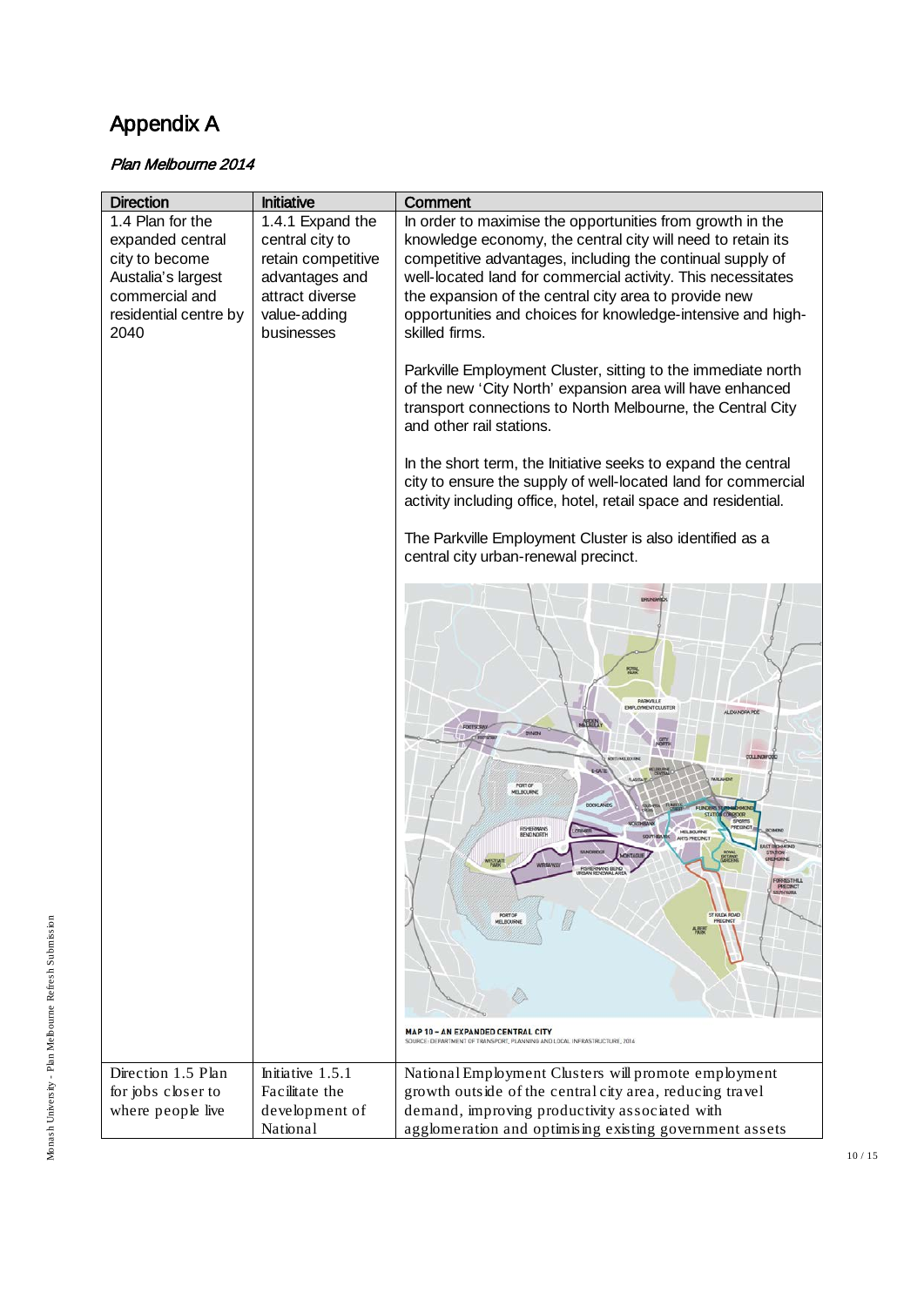# Appendix A

## *Plan Melbourne 2014*

| Direction | Initiative | Comment |
|---|---|---|
| 1.4 Plan for the expanded central city to become Austalia's largest commercial and residential centre by 2040 | 1.4.1 Expand the central city to retain competitive advantages and attract diverse value-adding businesses | In order to maximise the opportunities from growth in the knowledge economy, the central city will need to retain its competitive advantages, including the continual supply of well-located land for commercial activity. This necessitates the expansion of the central city area to provide new opportunities and choices for knowledge-intensive and high-skilled firms.<br><br>Parkville Employment Cluster, sitting to the immediate north of the new 'City North' expansion area will have enhanced transport connections to North Melbourne, the Central City and other rail stations.<br><br>In the short term, the Initiative seeks to expand the central city to ensure the supply of well-located land for commercial activity including office, hotel, retail space and residential.<br><br>The Parkville Employment Cluster is also identified as a central city urban-renewal precinct.<br><br>MAP 10 – AN EXPANDED CENTRAL CITY<br>SOURCE: DEPARTMENT OF TRANSPORT, PLANNING AND LOCAL INFRASTRUCTURE, 2014 |
| Direction 1.5 Plan for jobs closer to where people live | Initiative 1.5.1 Facilitate the development of National | National Employment Clusters will promote employment growth outside of the central city area, reducing travel demand, improving productivity associated with agglomeration and optimising existing government assets |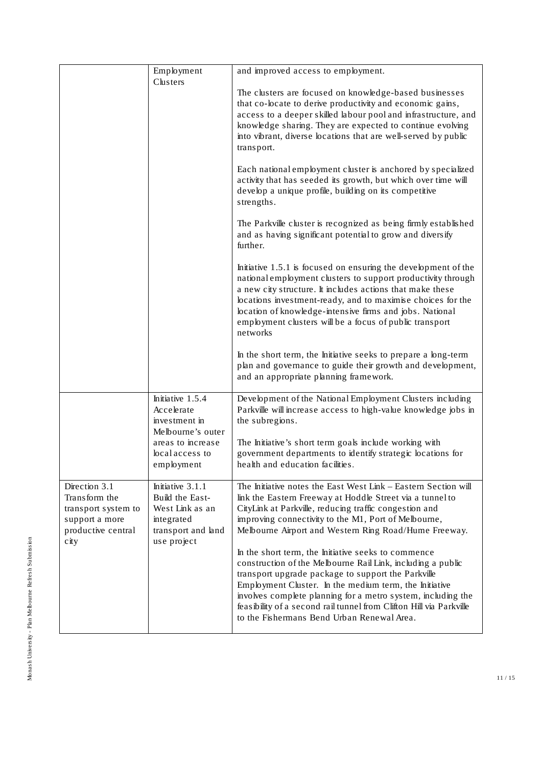| | | |
|---|---|---|
| | Employment Clusters | and improved access to employment.<br><br>The clusters are focused on knowledge-based businesses that co-locate to derive productivity and economic gains, access to a deeper skilled labour pool and infrastructure, and knowledge sharing. They are expected to continue evolving into vibrant, diverse locations that are well-served by public transport.<br><br>Each national employment cluster is anchored by specialized activity that has seeded its growth, but which over time will develop a unique profile, building on its competitive strengths.<br><br>The Parkville cluster is recognized as being firmly established and as having significant potential to grow and diversify further.<br><br>Initiative 1.5.1 is focused on ensuring the development of the national employment clusters to support productivity through a new city structure. It includes actions that make these locations investment-ready, and to maximise choices for the location of knowledge-intensive firms and jobs. National employment clusters will be a focus of public transport networks<br><br>In the short term, the Initiative seeks to prepare a long-term plan and governance to guide their growth and development, and an appropriate planning framework. |
| | Initiative 1.5.4 Accelerate investment in Melbourne's outer areas to increase local access to employment | Development of the National Employment Clusters including Parkville will increase access to high-value knowledge jobs in the subregions.<br><br>The Initiative's short term goals include working with government departments to identify strategic locations for health and education facilities. |
| Direction 3.1 Transform the transport system to support a more productive central city | Initiative 3.1.1 Build the East-West Link as an integrated transport and land use project | The Initiative notes the East West Link – Eastern Section will link the Eastern Freeway at Hoddle Street via a tunnel to CityLink at Parkville, reducing traffic congestion and improving connectivity to the M1, Port of Melbourne, Melbourne Airport and Western Ring Road/Hume Freeway.<br><br>In the short term, the Initiative seeks to commence construction of the Melbourne Rail Link, including a public transport upgrade package to support the Parkville Employment Cluster. In the medium term, the Initiative involves complete planning for a metro system, including the feasibility of a second rail tunnel from Clifton Hill via Parkville to the Fishermans Bend Urban Renewal Area. |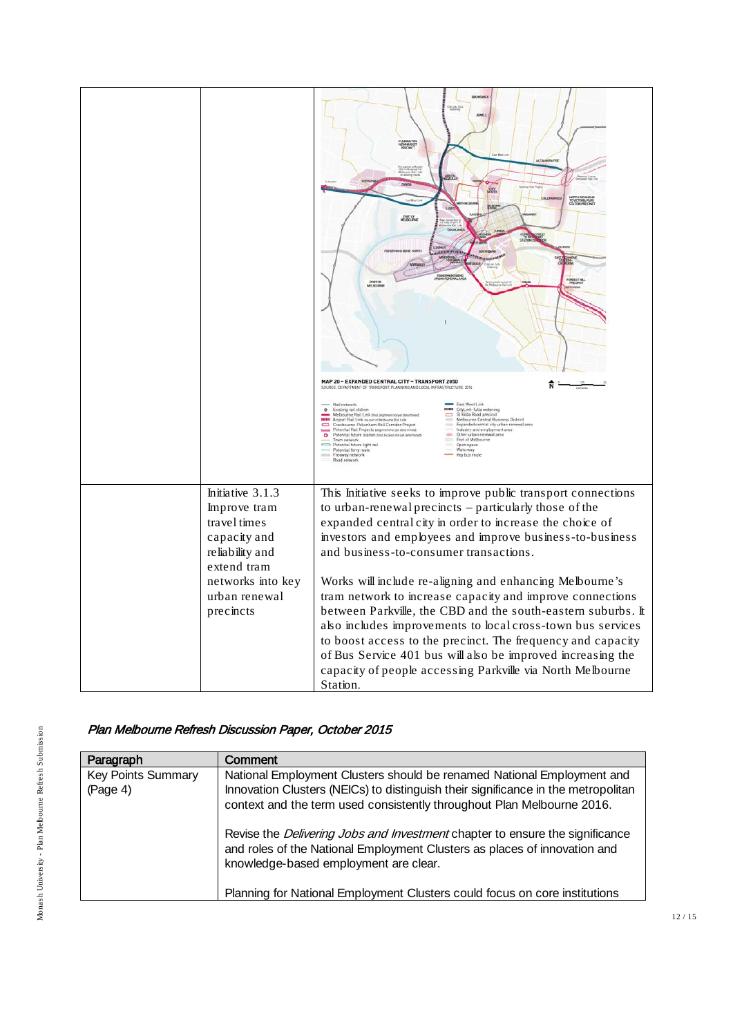| | | MAP 20 – EXPANDED CENTRAL CITY – TRANSPORT 2050<br>SOURCE: DEPARTMENT OF TRANSPORT, PLANNING AND LOCAL INFRASTRUCTURE 2014 |
|---|---|---|
| | Initiative 3.1.3 Improve tram travel times capacity and reliability and extend tram networks into key urban renewal precincts | This Initiative seeks to improve public transport connections to urban-renewal precincts – particularly those of the expanded central city in order to increase the choice of investors and employees and improve business-to-business and business-to-consumer transactions.<br><br>Works will include re-aligning and enhancing Melbourne's tram network to increase capacity and improve connections between Parkville, the CBD and the south-eastern suburbs. It also includes improvements to local cross-town bus services to boost access to the precinct. The frequency and capacity of Bus Service 401 bus will also be improved increasing the capacity of people accessing Parkville via North Melbourne Station. |

## *Plan Melbourne Refresh Discussion Paper, October 2015*

| Paragraph | Comment |
|---|---|
| Key Points Summary (Page 4) | National Employment Clusters should be renamed National Employment and Innovation Clusters (NEICs) to distinguish their significance in the metropolitan context and the term used consistently throughout Plan Melbourne 2016.<br><br>Revise the *Delivering Jobs and Investment* chapter to ensure the significance and roles of the National Employment Clusters as places of innovation and knowledge-based employment are clear.<br><br>Planning for National Employment Clusters could focus on core institutions |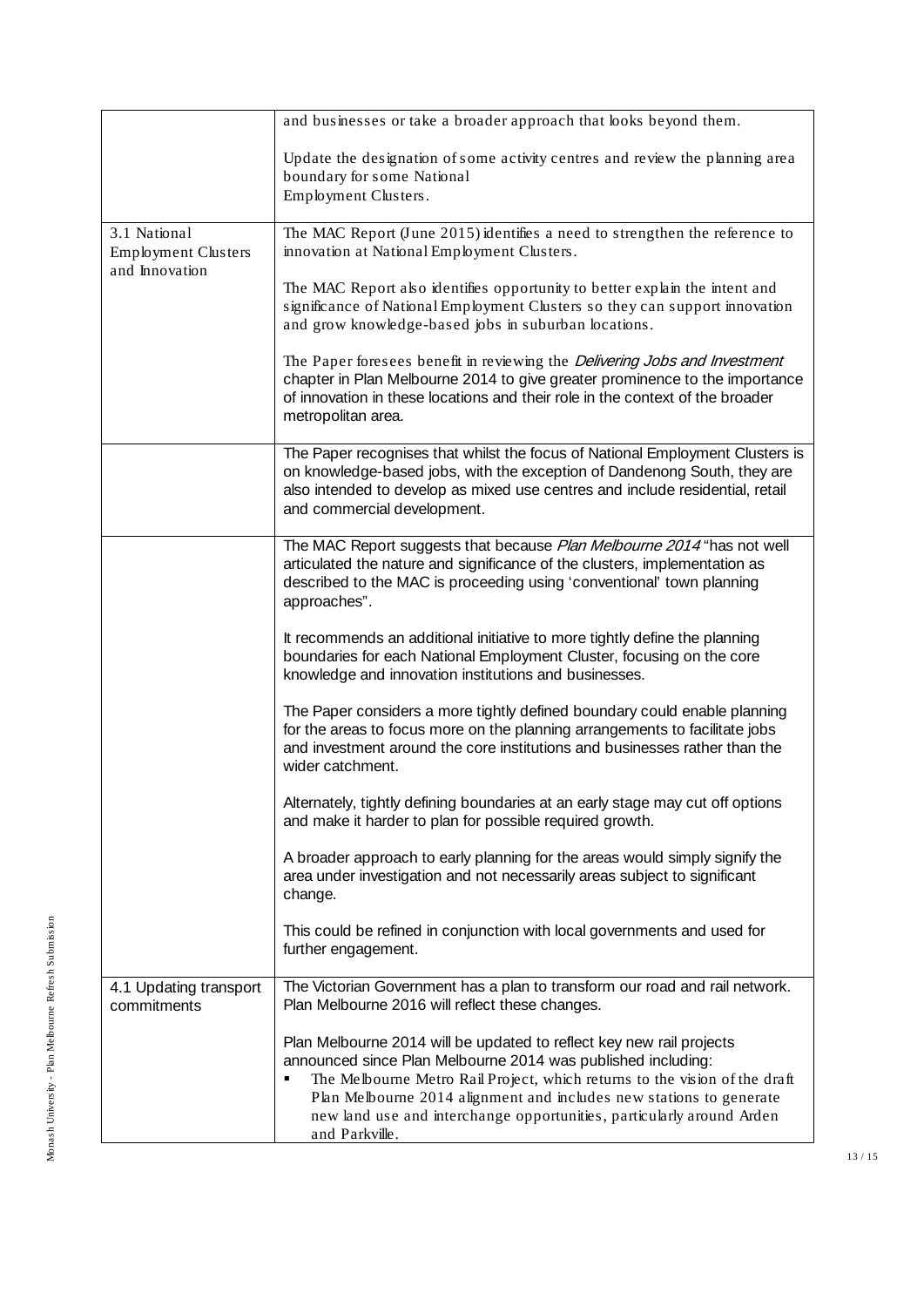| | |
|---|---|
| | and businesses or take a broader approach that looks beyond them.<br><br>Update the designation of some activity centres and review the planning area boundary for some National Employment Clusters. |
| 3.1 National Employment Clusters and Innovation | The MAC Report (June 2015) identifies a need to strengthen the reference to innovation at National Employment Clusters.<br><br>The MAC Report also identifies opportunity to better explain the intent and significance of National Employment Clusters so they can support innovation and grow knowledge-based jobs in suburban locations.<br><br>The Paper foresees benefit in reviewing the *Delivering Jobs and Investment* chapter in Plan Melbourne 2014 to give greater prominence to the importance of innovation in these locations and their role in the context of the broader metropolitan area. |
| | The Paper recognises that whilst the focus of National Employment Clusters is on knowledge-based jobs, with the exception of Dandenong South, they are also intended to develop as mixed use centres and include residential, retail and commercial development. |
| | The MAC Report suggests that because *Plan Melbourne 2014* "has not well articulated the nature and significance of the clusters, implementation as described to the MAC is proceeding using 'conventional' town planning approaches".<br><br>It recommends an additional initiative to more tightly define the planning boundaries for each National Employment Cluster, focusing on the core knowledge and innovation institutions and businesses.<br><br>The Paper considers a more tightly defined boundary could enable planning for the areas to focus more on the planning arrangements to facilitate jobs and investment around the core institutions and businesses rather than the wider catchment.<br><br>Alternately, tightly defining boundaries at an early stage may cut off options and make it harder to plan for possible required growth.<br><br>A broader approach to early planning for the areas would simply signify the area under investigation and not necessarily areas subject to significant change.<br><br>This could be refined in conjunction with local governments and used for further engagement. |
| 4.1 Updating transport commitments | The Victorian Government has a plan to transform our road and rail network. Plan Melbourne 2016 will reflect these changes.<br><br>Plan Melbourne 2014 will be updated to reflect key new rail projects announced since Plan Melbourne 2014 was published including:<br>▪ The Melbourne Metro Rail Project, which returns to the vision of the draft Plan Melbourne 2014 alignment and includes new stations to generate new land use and interchange opportunities, particularly around Arden and Parkville. |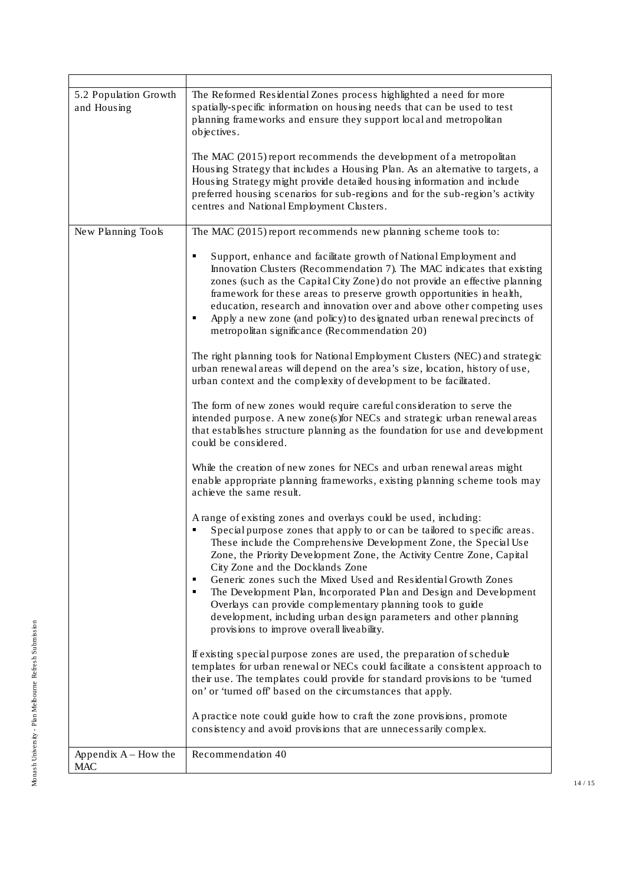| | |
|---|---|
| 5.2 Population Growth and Housing | The Reformed Residential Zones process highlighted a need for more spatially-specific information on housing needs that can be used to test planning frameworks and ensure they support local and metropolitan objectives.<br><br>The MAC (2015) report recommends the development of a metropolitan Housing Strategy that includes a Housing Plan. As an alternative to targets, a Housing Strategy might provide detailed housing information and include preferred housing scenarios for sub-regions and for the sub-region's activity centres and National Employment Clusters. |
| New Planning Tools | The MAC (2015) report recommends new planning scheme tools to:<br><br>▪ Support, enhance and facilitate growth of National Employment and Innovation Clusters (Recommendation 7). The MAC indicates that existing zones (such as the Capital City Zone) do not provide an effective planning framework for these areas to preserve growth opportunities in health, education, research and innovation over and above other competing uses<br>▪ Apply a new zone (and policy) to designated urban renewal precincts of metropolitan significance (Recommendation 20)<br><br>The right planning tools for National Employment Clusters (NEC) and strategic urban renewal areas will depend on the area's size, location, history of use, urban context and the complexity of development to be facilitated.<br><br>The form of new zones would require careful consideration to serve the intended purpose. A new zone(s)for NECs and strategic urban renewal areas that establishes structure planning as the foundation for use and development could be considered.<br><br>While the creation of new zones for NECs and urban renewal areas might enable appropriate planning frameworks, existing planning scheme tools may achieve the same result.<br><br>A range of existing zones and overlays could be used, including:<br>▪ Special purpose zones that apply to or can be tailored to specific areas. These include the Comprehensive Development Zone, the Special Use Zone, the Priority Development Zone, the Activity Centre Zone, Capital City Zone and the Docklands Zone<br>▪ Generic zones such the Mixed Used and Residential Growth Zones<br>▪ The Development Plan, Incorporated Plan and Design and Development Overlays can provide complementary planning tools to guide development, including urban design parameters and other planning provisions to improve overall liveability.<br><br>If existing special purpose zones are used, the preparation of schedule templates for urban renewal or NECs could facilitate a consistent approach to their use. The templates could provide for standard provisions to be 'turned on' or 'turned off' based on the circumstances that apply.<br><br>A practice note could guide how to craft the zone provisions, promote consistency and avoid provisions that are unnecessarily complex. |
| Appendix A – How the MAC | Recommendation 40 |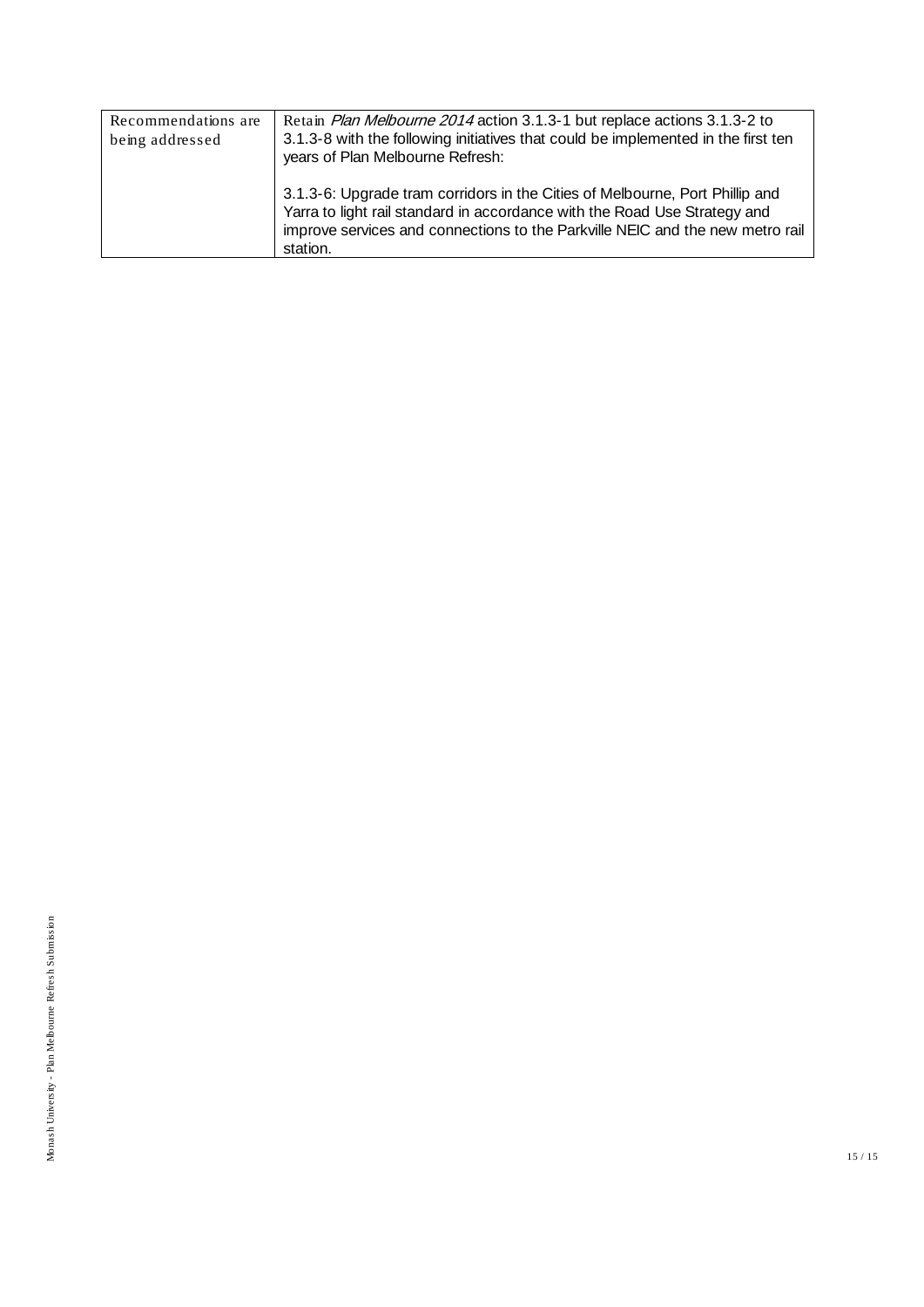| | |
|---|---|
| Recommendations are being addressed | Retain *Plan Melbourne 2014* action 3.1.3-1 but replace actions 3.1.3-2 to 3.1.3-8 with the following initiatives that could be implemented in the first ten years of Plan Melbourne Refresh:<br><br>3.1.3-6: Upgrade tram corridors in the Cities of Melbourne, Port Phillip and Yarra to light rail standard in accordance with the Road Use Strategy and improve services and connections to the Parkville NEIC and the new metro rail station. |